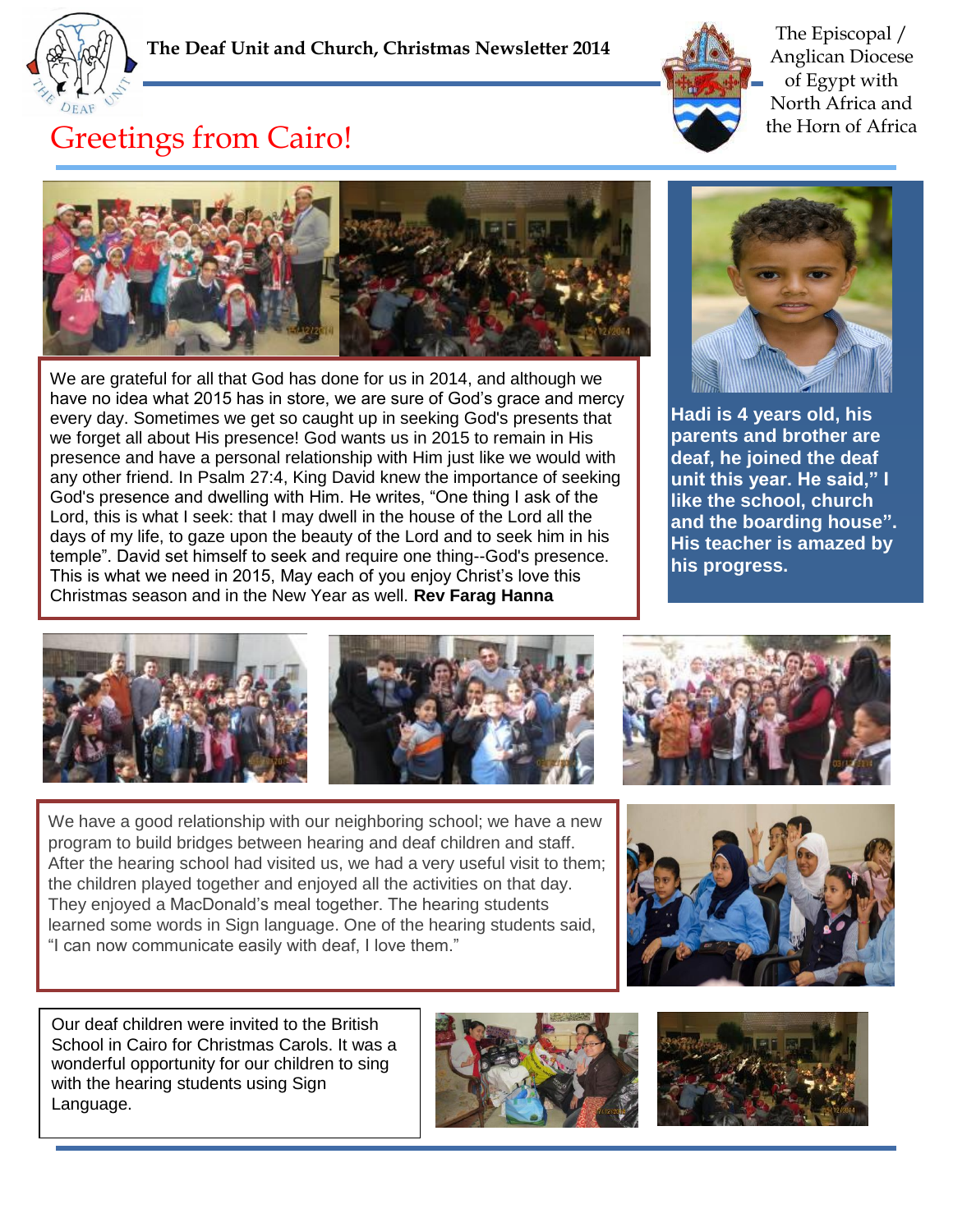**The Deaf Unit and Church, Christmas Newsletter 2014**

The Episcopal / Anglican Diocese of Egypt with North Africa and the Horn of Africa

# Greetings from Cairo!

We are grateful for all that God has done for us in 2014, and although we have no idea what 2015 has in store, we are sure of God's grace and mercy every day. Sometimes we get so caught up in seeking God's presents that we forget all about His presence! God wants us in 2015 to remain in His presence and have a personal relationship with Him just like we would with any other friend. In Psalm 27:4, King David knew the importance of seeking God's presence and dwelling with Him. He writes, "One thing I ask of the Lord, this is what I seek: that I may dwell in the house of the Lord all the days of my life, to gaze upon the beauty of the Lord and to seek him in his temple". David set himself to seek and require one thing--God's presence. This is what we need in 2015, May each of you enjoy Christ's love this Christmas season and in the New Year as well. **Rev Farag Hanna**

**Hadi is 4 years old, his parents and brother are deaf, he joined the deaf unit this year. He said," I like the school, church and the boarding house". His teacher is amazed by his progress.**

We have a good relationship with our neighboring school; we have a new program to build bridges between hearing and deaf children and staff. After the hearing school had visited us, we had a very useful visit to them; the children played together and enjoyed all the activities on that day. They enjoyed a MacDonald's meal together. The hearing students learned some words in Sign language. One of the hearing students said, "I can now communicate easily with deaf, I love them."

Our deaf children were invited to the British School in Cairo for Christmas Carols. It was a wonderful opportunity for our children to sing with the hearing students using Sign Language.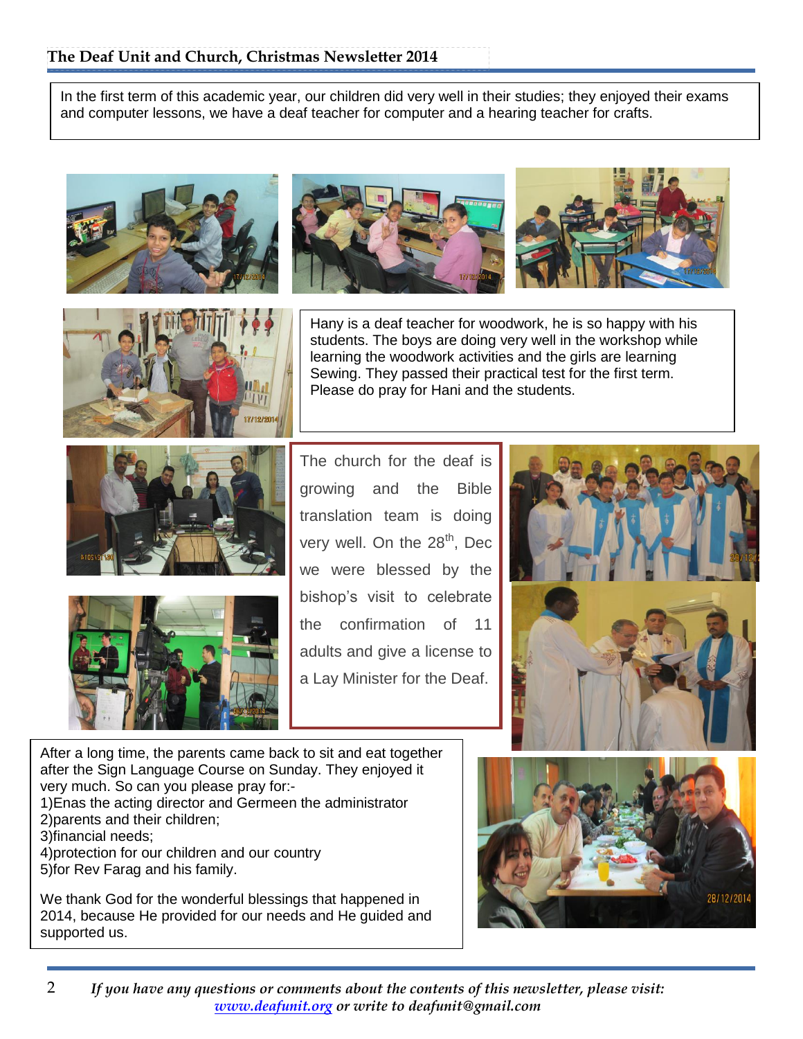The Deaf Unit and Church, Christmas Newsletter 2014

In the first term of this academic year, our children did very well in their studies; they enjoyed their exams and computer lessons, we have a deaf teacher for computer and a hearing teacher for crafts.

Hany is a deaf teacher for woodwork, he is so happy with his students. The boys are doing very well in the workshop while learning the woodwork activities and the girls are learning Sewing. They passed their practical test for the first term. Please do pray for Hani and the students.

The church for the deaf is growing and the Bible translation team is doing very well. On the 28th, Dec we were blessed by the bishop's visit to celebrate the confirmation of 11 adults and give a license to a Lay Minister for the Deaf.

After a long time, the parents came back to sit and eat together after the Sign Language Course on Sunday. They enjoyed it very much. So can you please pray for:-

1)Enas the acting director and Germeen the administrator
2)parents and their children;
3)financial needs;
4)protection for our children and our country
5)for Rev Farag and his family.

We thank God for the wonderful blessings that happened in 2014, because He provided for our needs and He guided and supported us.

*If you have any questions or comments about the contents of this newsletter, please visit: [www.deafunit.org](http://www.deafunit.org) or write to deafunit@gmail.com*